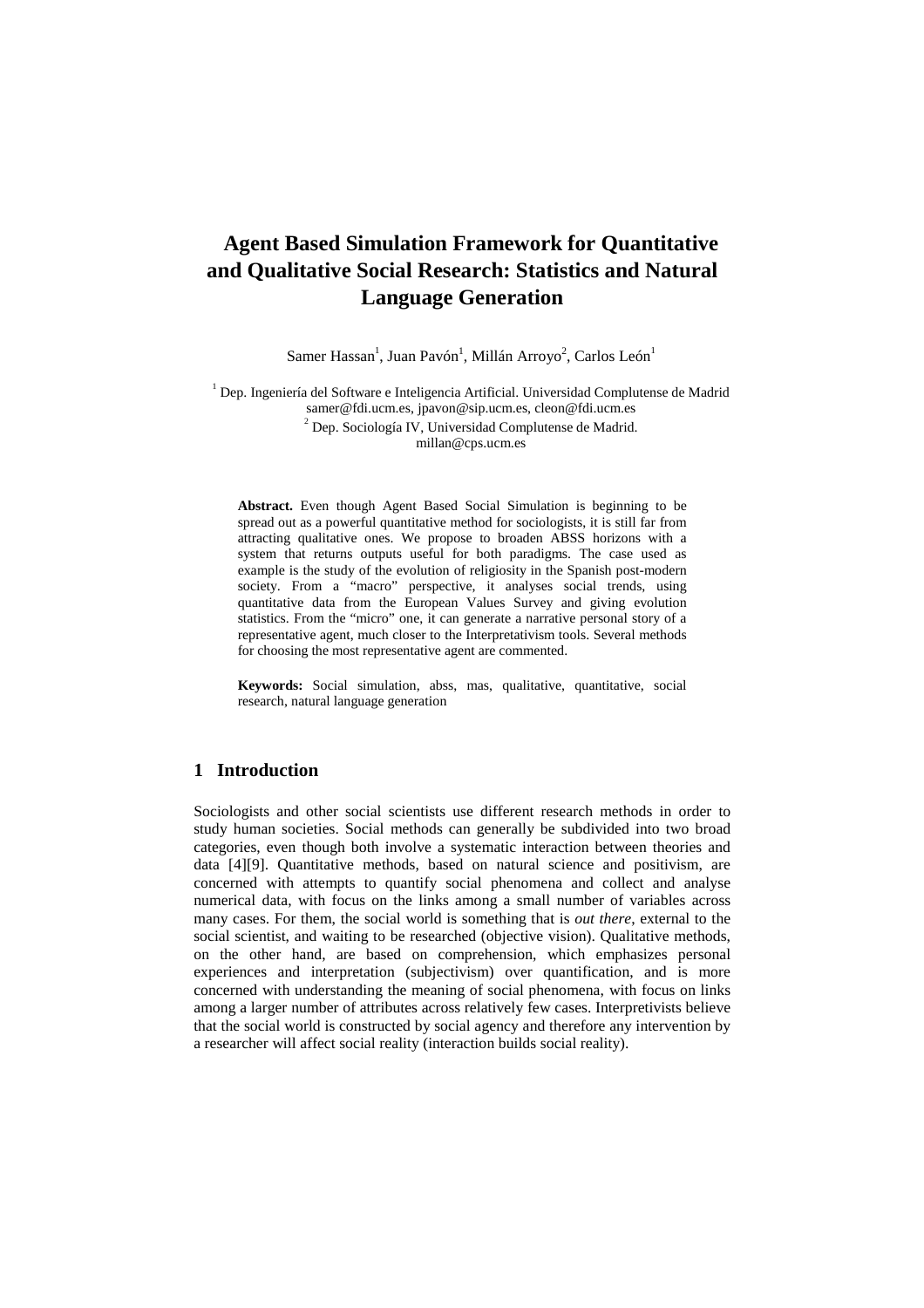# Agent Based Simulation Framework for Quantitative and Qualitative Social Research: Statistics and Natural Language Generation

Samer Hassan[1], Juan Pavón[1], Millán Arroyo[2], Carlos León[1]

[1] Dep. Ingeniería del Software e Inteligencia Artificial. Universidad Complutense de Madrid
samer@fdi.ucm.es, jpavon@sip.ucm.es, cleon@fdi.ucm.es

[2] Dep. Sociología IV, Universidad Complutense de Madrid.
millan@cps.ucm.es

**Abstract.** Even though Agent Based Social Simulation is beginning to be spread out as a powerful quantitative method for sociologists, it is still far from attracting qualitative ones. We propose to broaden ABSS horizons with a system that returns outputs useful for both paradigms. The case used as example is the study of the evolution of religiosity in the Spanish post-modern society. From a "macro" perspective, it analyses social trends, using quantitative data from the European Values Survey and giving evolution statistics. From the "micro" one, it can generate a narrative personal story of a representative agent, much closer to the Interpretativism tools. Several methods for choosing the most representative agent are commented.

**Keywords:** Social simulation, abss, mas, qualitative, quantitative, social research, natural language generation

## 1 Introduction

Sociologists and other social scientists use different research methods in order to study human societies. Social methods can generally be subdivided into two broad categories, even though both involve a systematic interaction between theories and data [4][9]. Quantitative methods, based on natural science and positivism, are concerned with attempts to quantify social phenomena and collect and analyse numerical data, with focus on the links among a small number of variables across many cases. For them, the social world is something that is *out there*, external to the social scientist, and waiting to be researched (objective vision). Qualitative methods, on the other hand, are based on comprehension, which emphasizes personal experiences and interpretation (subjectivism) over quantification, and is more concerned with understanding the meaning of social phenomena, with focus on links among a larger number of attributes across relatively few cases. Interpretivists believe that the social world is constructed by social agency and therefore any intervention by a researcher will affect social reality (interaction builds social reality).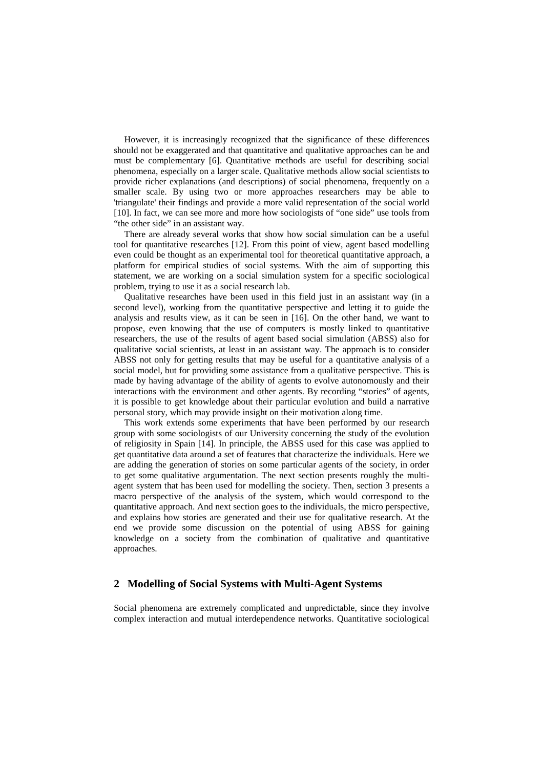However, it is increasingly recognized that the significance of these differences should not be exaggerated and that quantitative and qualitative approaches can be and must be complementary [6]. Quantitative methods are useful for describing social phenomena, especially on a larger scale. Qualitative methods allow social scientists to provide richer explanations (and descriptions) of social phenomena, frequently on a smaller scale. By using two or more approaches researchers may be able to 'triangulate' their findings and provide a more valid representation of the social world [10]. In fact, we can see more and more how sociologists of "one side" use tools from "the other side" in an assistant way.

There are already several works that show how social simulation can be a useful tool for quantitative researches [12]. From this point of view, agent based modelling even could be thought as an experimental tool for theoretical quantitative approach, a platform for empirical studies of social systems. With the aim of supporting this statement, we are working on a social simulation system for a specific sociological problem, trying to use it as a social research lab.

Qualitative researches have been used in this field just in an assistant way (in a second level), working from the quantitative perspective and letting it to guide the analysis and results view, as it can be seen in [16]. On the other hand, we want to propose, even knowing that the use of computers is mostly linked to quantitative researchers, the use of the results of agent based social simulation (ABSS) also for qualitative social scientists, at least in an assistant way. The approach is to consider ABSS not only for getting results that may be useful for a quantitative analysis of a social model, but for providing some assistance from a qualitative perspective. This is made by having advantage of the ability of agents to evolve autonomously and their interactions with the environment and other agents. By recording "stories" of agents, it is possible to get knowledge about their particular evolution and build a narrative personal story, which may provide insight on their motivation along time.

This work extends some experiments that have been performed by our research group with some sociologists of our University concerning the study of the evolution of religiosity in Spain [14]. In principle, the ABSS used for this case was applied to get quantitative data around a set of features that characterize the individuals. Here we are adding the generation of stories on some particular agents of the society, in order to get some qualitative argumentation. The next section presents roughly the multi-agent system that has been used for modelling the society. Then, section 3 presents a macro perspective of the analysis of the system, which would correspond to the quantitative approach. And next section goes to the individuals, the micro perspective, and explains how stories are generated and their use for qualitative research. At the end we provide some discussion on the potential of using ABSS for gaining knowledge on a society from the combination of qualitative and quantitative approaches.

## 2 Modelling of Social Systems with Multi-Agent Systems

Social phenomena are extremely complicated and unpredictable, since they involve complex interaction and mutual interdependence networks. Quantitative sociological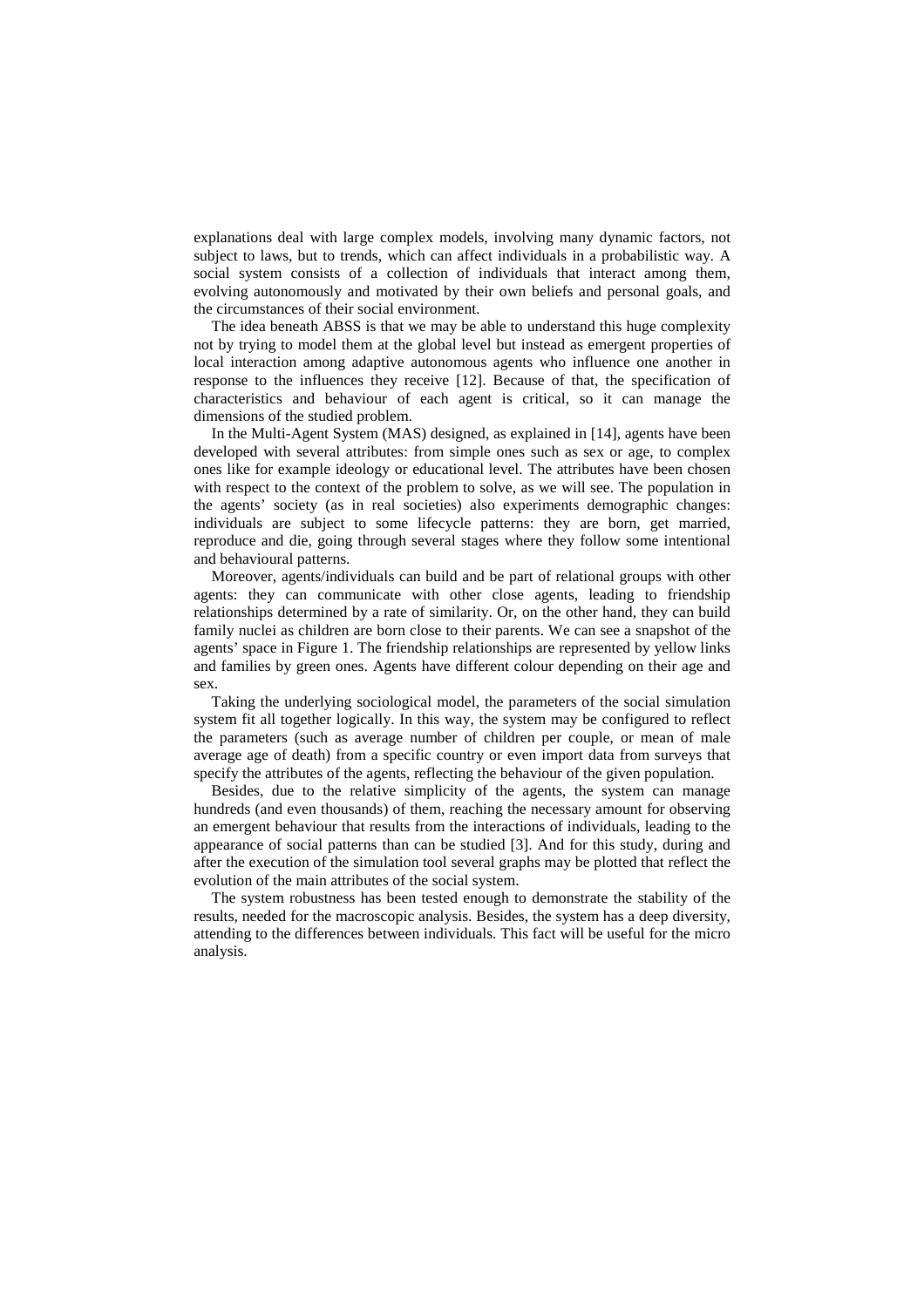explanations deal with large complex models, involving many dynamic factors, not subject to laws, but to trends, which can affect individuals in a probabilistic way. A social system consists of a collection of individuals that interact among them, evolving autonomously and motivated by their own beliefs and personal goals, and the circumstances of their social environment.

The idea beneath ABSS is that we may be able to understand this huge complexity not by trying to model them at the global level but instead as emergent properties of local interaction among adaptive autonomous agents who influence one another in response to the influences they receive [12]. Because of that, the specification of characteristics and behaviour of each agent is critical, so it can manage the dimensions of the studied problem.

In the Multi-Agent System (MAS) designed, as explained in [14], agents have been developed with several attributes: from simple ones such as sex or age, to complex ones like for example ideology or educational level. The attributes have been chosen with respect to the context of the problem to solve, as we will see. The population in the agents' society (as in real societies) also experiments demographic changes: individuals are subject to some lifecycle patterns: they are born, get married, reproduce and die, going through several stages where they follow some intentional and behavioural patterns.

Moreover, agents/individuals can build and be part of relational groups with other agents: they can communicate with other close agents, leading to friendship relationships determined by a rate of similarity. Or, on the other hand, they can build family nuclei as children are born close to their parents. We can see a snapshot of the agents' space in Figure 1. The friendship relationships are represented by yellow links and families by green ones. Agents have different colour depending on their age and sex.

Taking the underlying sociological model, the parameters of the social simulation system fit all together logically. In this way, the system may be configured to reflect the parameters (such as average number of children per couple, or mean of male average age of death) from a specific country or even import data from surveys that specify the attributes of the agents, reflecting the behaviour of the given population.

Besides, due to the relative simplicity of the agents, the system can manage hundreds (and even thousands) of them, reaching the necessary amount for observing an emergent behaviour that results from the interactions of individuals, leading to the appearance of social patterns than can be studied [3]. And for this study, during and after the execution of the simulation tool several graphs may be plotted that reflect the evolution of the main attributes of the social system.

The system robustness has been tested enough to demonstrate the stability of the results, needed for the macroscopic analysis. Besides, the system has a deep diversity, attending to the differences between individuals. This fact will be useful for the micro analysis.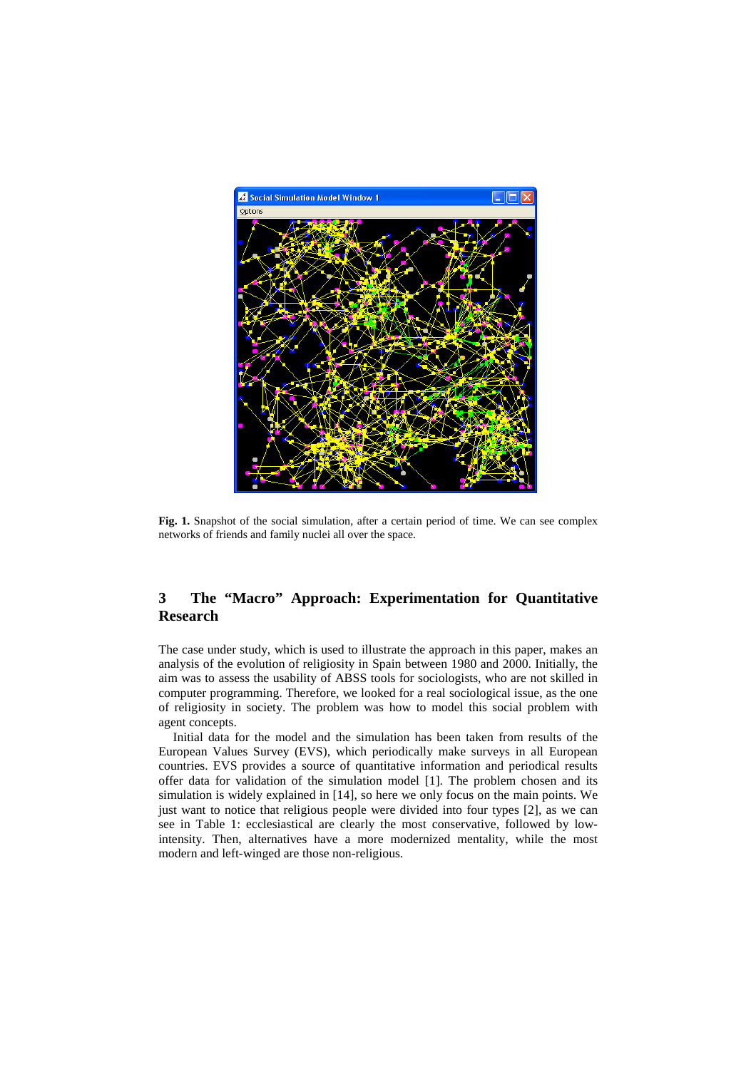**Fig. 1.** Snapshot of the social simulation, after a certain period of time. We can see complex networks of friends and family nuclei all over the space.

## 3 The "Macro" Approach: Experimentation for Quantitative Research

The case under study, which is used to illustrate the approach in this paper, makes an analysis of the evolution of religiosity in Spain between 1980 and 2000. Initially, the aim was to assess the usability of ABSS tools for sociologists, who are not skilled in computer programming. Therefore, we looked for a real sociological issue, as the one of religiosity in society. The problem was how to model this social problem with agent concepts.

Initial data for the model and the simulation has been taken from results of the European Values Survey (EVS), which periodically make surveys in all European countries. EVS provides a source of quantitative information and periodical results offer data for validation of the simulation model [1]. The problem chosen and its simulation is widely explained in [14], so here we only focus on the main points. We just want to notice that religious people were divided into four types [2], as we can see in Table 1: ecclesiastical are clearly the most conservative, followed by low-intensity. Then, alternatives have a more modernized mentality, while the most modern and left-winged are those non-religious.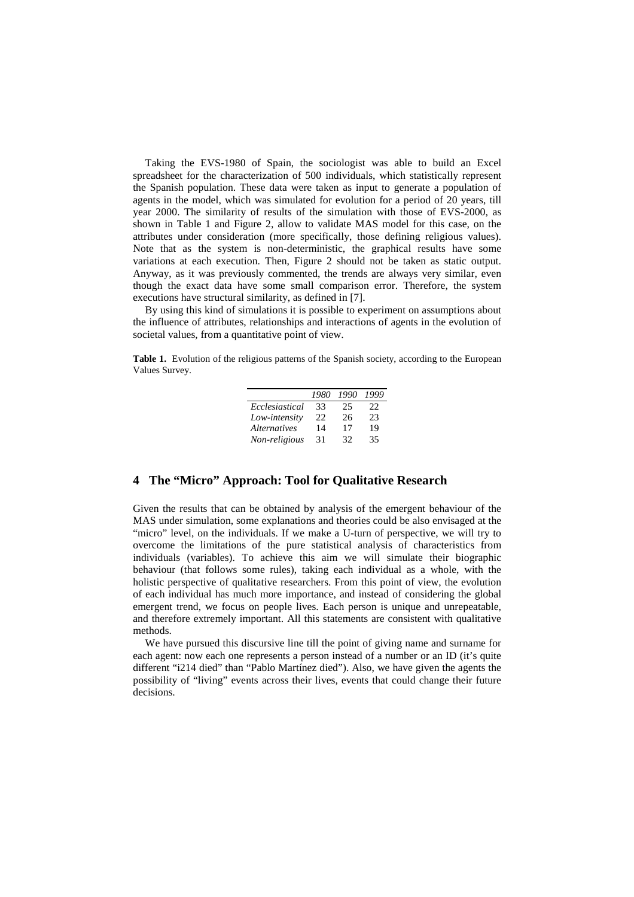Taking the EVS-1980 of Spain, the sociologist was able to build an Excel spreadsheet for the characterization of 500 individuals, which statistically represent the Spanish population. These data were taken as input to generate a population of agents in the model, which was simulated for evolution for a period of 20 years, till year 2000. The similarity of results of the simulation with those of EVS-2000, as shown in Table 1 and Figure 2, allow to validate MAS model for this case, on the attributes under consideration (more specifically, those defining religious values). Note that as the system is non-deterministic, the graphical results have some variations at each execution. Then, Figure 2 should not be taken as static output. Anyway, as it was previously commented, the trends are always very similar, even though the exact data have some small comparison error. Therefore, the system executions have structural similarity, as defined in [7].

By using this kind of simulations it is possible to experiment on assumptions about the influence of attributes, relationships and interactions of agents in the evolution of societal values, from a quantitative point of view.

**Table 1.** Evolution of the religious patterns of the Spanish society, according to the European Values Survey.

| | *1980* | *1990* | *1999* |
|---|---|---|---|
| *Ecclesiastical* | 33 | 25 | 22 |
| *Low-intensity* | 22 | 26 | 23 |
| *Alternatives* | 14 | 17 | 19 |
| *Non-religious* | 31 | 32 | 35 |

## 4 The "Micro" Approach: Tool for Qualitative Research

Given the results that can be obtained by analysis of the emergent behaviour of the MAS under simulation, some explanations and theories could be also envisaged at the "micro" level, on the individuals. If we make a U-turn of perspective, we will try to overcome the limitations of the pure statistical analysis of characteristics from individuals (variables). To achieve this aim we will simulate their biographic behaviour (that follows some rules), taking each individual as a whole, with the holistic perspective of qualitative researchers. From this point of view, the evolution of each individual has much more importance, and instead of considering the global emergent trend, we focus on people lives. Each person is unique and unrepeatable, and therefore extremely important. All this statements are consistent with qualitative methods.

We have pursued this discursive line till the point of giving name and surname for each agent: now each one represents a person instead of a number or an ID (it's quite different "i214 died" than "Pablo Martínez died"). Also, we have given the agents the possibility of "living" events across their lives, events that could change their future decisions.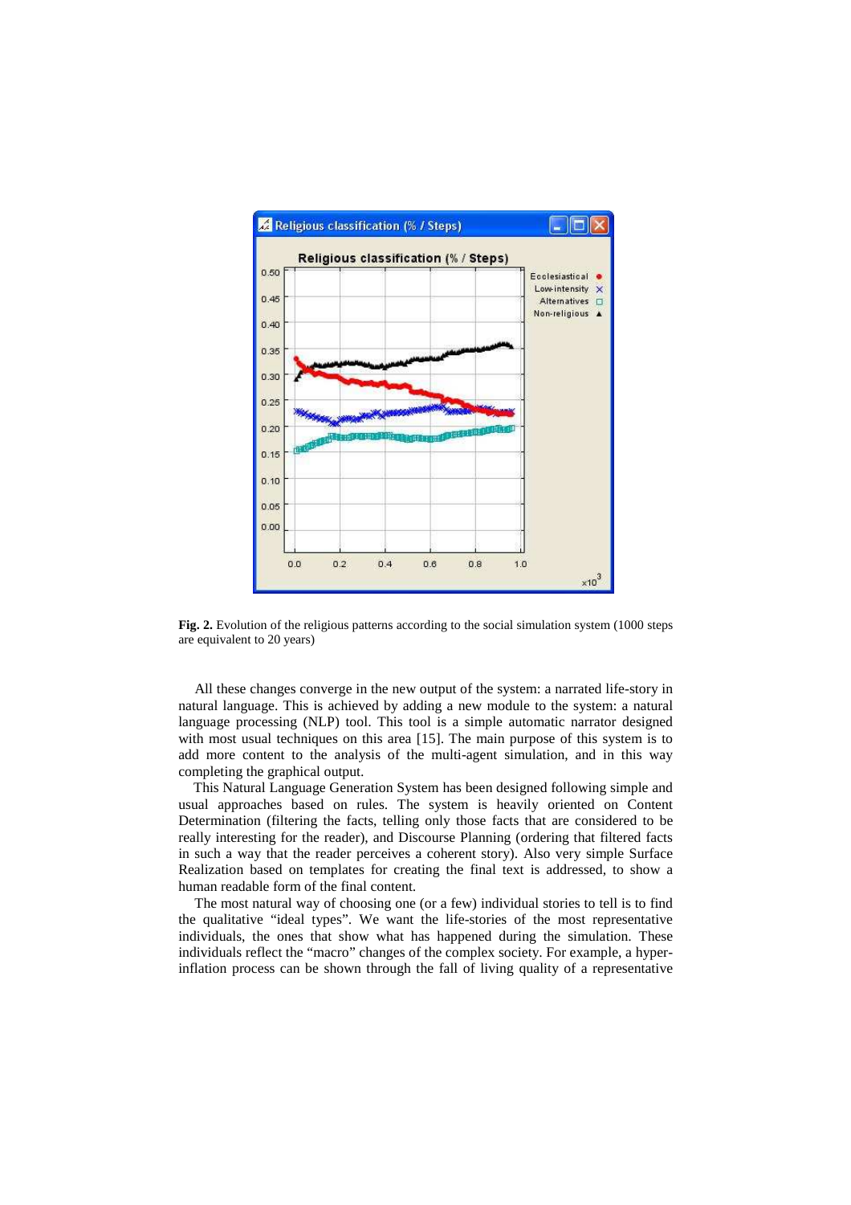**Fig. 2.** Evolution of the religious patterns according to the social simulation system (1000 steps are equivalent to 20 years)

All these changes converge in the new output of the system: a narrated life-story in natural language. This is achieved by adding a new module to the system: a natural language processing (NLP) tool. This tool is a simple automatic narrator designed with most usual techniques on this area [15]. The main purpose of this system is to add more content to the analysis of the multi-agent simulation, and in this way completing the graphical output.

This Natural Language Generation System has been designed following simple and usual approaches based on rules. The system is heavily oriented on Content Determination (filtering the facts, telling only those facts that are considered to be really interesting for the reader), and Discourse Planning (ordering that filtered facts in such a way that the reader perceives a coherent story). Also very simple Surface Realization based on templates for creating the final text is addressed, to show a human readable form of the final content.

The most natural way of choosing one (or a few) individual stories to tell is to find the qualitative "ideal types". We want the life-stories of the most representative individuals, the ones that show what has happened during the simulation. These individuals reflect the "macro" changes of the complex society. For example, a hyper-inflation process can be shown through the fall of living quality of a representative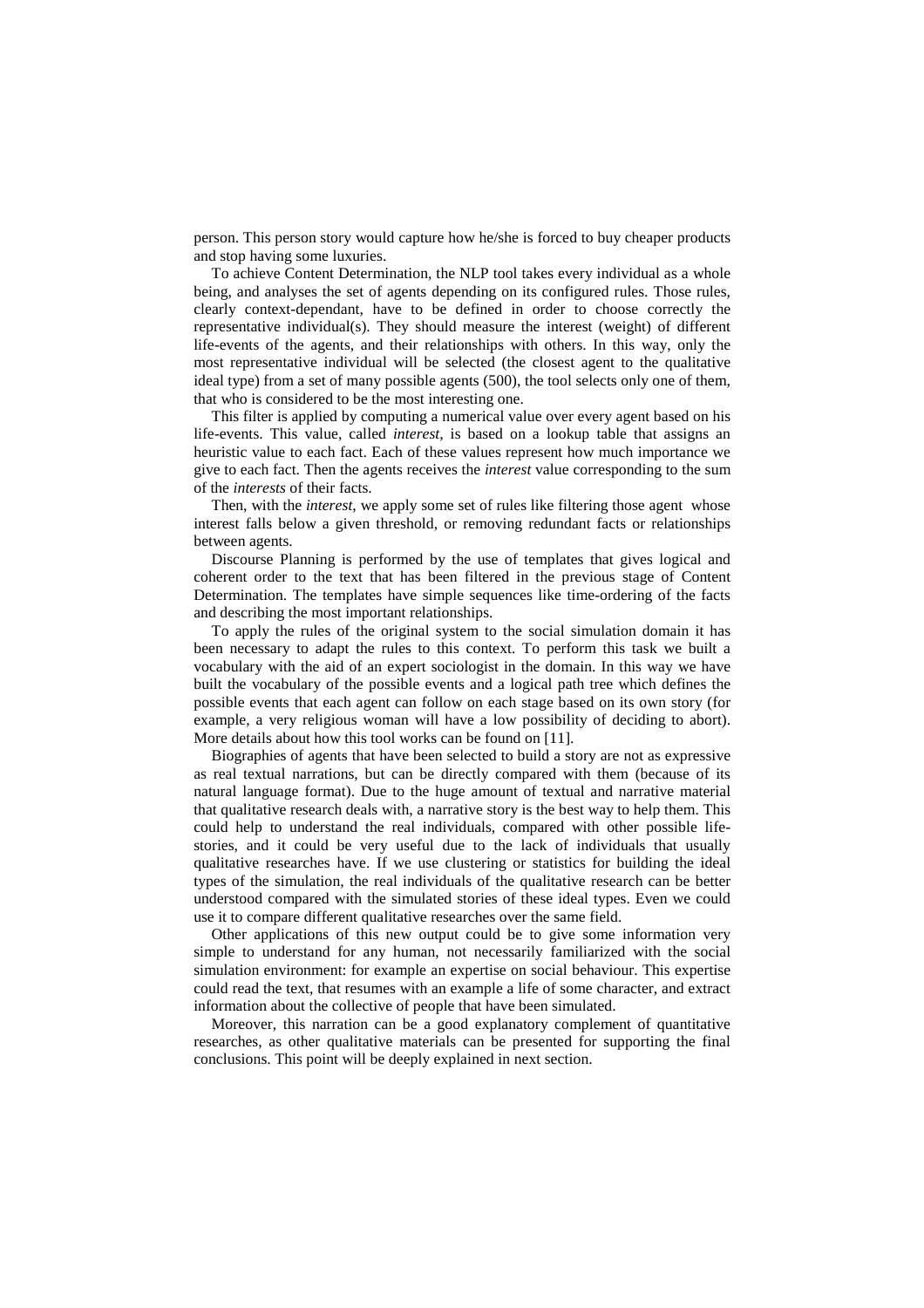person. This person story would capture how he/she is forced to buy cheaper products and stop having some luxuries.

To achieve Content Determination, the NLP tool takes every individual as a whole being, and analyses the set of agents depending on its configured rules. Those rules, clearly context-dependant, have to be defined in order to choose correctly the representative individual(s). They should measure the interest (weight) of different life-events of the agents, and their relationships with others. In this way, only the most representative individual will be selected (the closest agent to the qualitative ideal type) from a set of many possible agents (500), the tool selects only one of them, that who is considered to be the most interesting one.

This filter is applied by computing a numerical value over every agent based on his life-events. This value, called *interest*, is based on a lookup table that assigns an heuristic value to each fact. Each of these values represent how much importance we give to each fact. Then the agents receives the *interest* value corresponding to the sum of the *interests* of their facts.

Then, with the *interest*, we apply some set of rules like filtering those agent whose interest falls below a given threshold, or removing redundant facts or relationships between agents.

Discourse Planning is performed by the use of templates that gives logical and coherent order to the text that has been filtered in the previous stage of Content Determination. The templates have simple sequences like time-ordering of the facts and describing the most important relationships.

To apply the rules of the original system to the social simulation domain it has been necessary to adapt the rules to this context. To perform this task we built a vocabulary with the aid of an expert sociologist in the domain. In this way we have built the vocabulary of the possible events and a logical path tree which defines the possible events that each agent can follow on each stage based on its own story (for example, a very religious woman will have a low possibility of deciding to abort). More details about how this tool works can be found on [11].

Biographies of agents that have been selected to build a story are not as expressive as real textual narrations, but can be directly compared with them (because of its natural language format). Due to the huge amount of textual and narrative material that qualitative research deals with, a narrative story is the best way to help them. This could help to understand the real individuals, compared with other possible life-stories, and it could be very useful due to the lack of individuals that usually qualitative researches have. If we use clustering or statistics for building the ideal types of the simulation, the real individuals of the qualitative research can be better understood compared with the simulated stories of these ideal types. Even we could use it to compare different qualitative researches over the same field.

Other applications of this new output could be to give some information very simple to understand for any human, not necessarily familiarized with the social simulation environment: for example an expertise on social behaviour. This expertise could read the text, that resumes with an example a life of some character, and extract information about the collective of people that have been simulated.

Moreover, this narration can be a good explanatory complement of quantitative researches, as other qualitative materials can be presented for supporting the final conclusions. This point will be deeply explained in next section.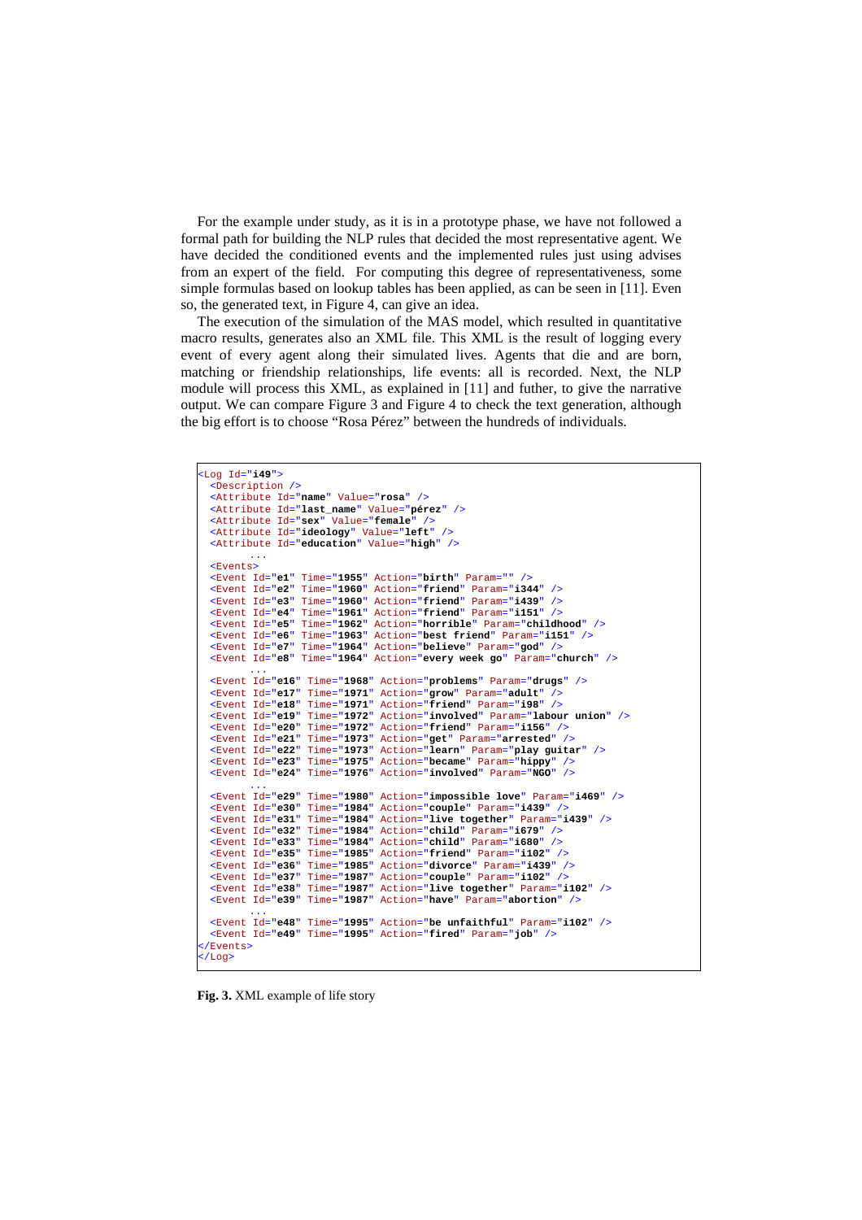For the example under study, as it is in a prototype phase, we have not followed a formal path for building the NLP rules that decided the most representative agent. We have decided the conditioned events and the implemented rules just using advises from an expert of the field. For computing this degree of representativeness, some simple formulas based on lookup tables has been applied, as can be seen in [11]. Even so, the generated text, in Figure 4, can give an idea.

The execution of the simulation of the MAS model, which resulted in quantitative macro results, generates also an XML file. This XML is the result of logging every event of every agent along their simulated lives. Agents that die and are born, matching or friendship relationships, life events: all is recorded. Next, the NLP module will process this XML, as explained in [11] and futher, to give the narrative output. We can compare Figure 3 and Figure 4 to check the text generation, although the big effort is to choose "Rosa Pérez" between the hundreds of individuals.

```
<Log Id="i49">
  <Description />
  <Attribute Id="name" Value="rosa" />
  <Attribute Id="last_name" Value="pérez" />
  <Attribute Id="sex" Value="female" />
  <Attribute Id="ideology" Value="left" />
  <Attribute Id="education" Value="high" />
      ...
  <Events>
  <Event Id="e1" Time="1955" Action="birth" Param="" />
  <Event Id="e2" Time="1960" Action="friend" Param="i344" />
  <Event Id="e3" Time="1960" Action="friend" Param="i439" />
  <Event Id="e4" Time="1961" Action="friend" Param="i151" />
  <Event Id="e5" Time="1962" Action="horrible" Param="childhood" />
  <Event Id="e6" Time="1963" Action="best friend" Param="i151" />
  <Event Id="e7" Time="1964" Action="believe" Param="god" />
  <Event Id="e8" Time="1964" Action="every week go" Param="church" />
      ...
  <Event Id="e16" Time="1968" Action="problems" Param="drugs" />
  <Event Id="e17" Time="1971" Action="grow" Param="adult" />
  <Event Id="e18" Time="1971" Action="friend" Param="i98" />
  <Event Id="e19" Time="1972" Action="involved" Param="labour union" />
  <Event Id="e20" Time="1972" Action="friend" Param="i156" />
  <Event Id="e21" Time="1973" Action="get" Param="arrested" />
  <Event Id="e22" Time="1973" Action="learn" Param="play guitar" />
  <Event Id="e23" Time="1975" Action="became" Param="hippy" />
  <Event Id="e24" Time="1976" Action="involved" Param="NGO" />
      ...
  <Event Id="e29" Time="1980" Action="impossible love" Param="i469" />
  <Event Id="e30" Time="1984" Action="couple" Param="i439" />
  <Event Id="e31" Time="1984" Action="live together" Param="i439" />
  <Event Id="e32" Time="1984" Action="child" Param="i679" />
  <Event Id="e33" Time="1984" Action="child" Param="i680" />
  <Event Id="e35" Time="1985" Action="friend" Param="i102" />
  <Event Id="e36" Time="1985" Action="divorce" Param="i439" />
  <Event Id="e37" Time="1987" Action="couple" Param="i102" />
  <Event Id="e38" Time="1987" Action="live together" Param="i102" />
  <Event Id="e39" Time="1987" Action="have" Param="abortion" />
      ...
  <Event Id="e48" Time="1995" Action="be unfaithful" Param="i102" />
  <Event Id="e49" Time="1995" Action="fired" Param="job" />
</Events>
</Log>
```

**Fig. 3.** XML example of life story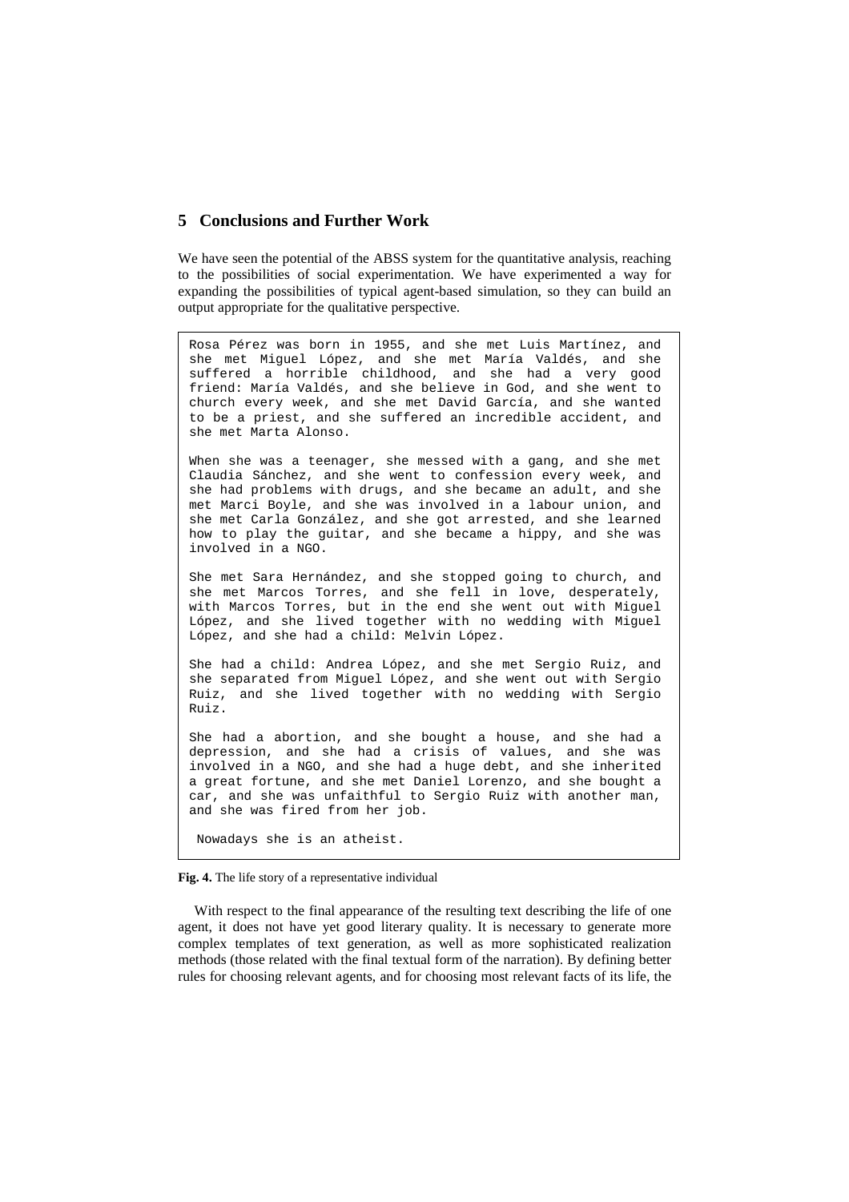## 5 Conclusions and Further Work

We have seen the potential of the ABSS system for the quantitative analysis, reaching to the possibilities of social experimentation. We have experimented a way for expanding the possibilities of typical agent-based simulation, so they can build an output appropriate for the qualitative perspective.

```
Rosa Pérez was born in 1955, and she met Luis Martínez, and
she met Miguel López, and she met María Valdés, and she
suffered a horrible childhood, and she had a very good
friend: María Valdés, and she believe in God, and she went to
church every week, and she met David García, and she wanted
to be a priest, and she suffered an incredible accident, and
she met Marta Alonso.

When she was a teenager, she messed with a gang, and she met
Claudia Sánchez, and she went to confession every week, and
she had problems with drugs, and she became an adult, and she
met Marci Boyle, and she was involved in a labour union, and
she met Carla González, and she got arrested, and she learned
how to play the guitar, and she became a hippy, and she was
involved in a NGO.

She met Sara Hernández, and she stopped going to church, and
she met Marcos Torres, and she fell in love, desperately,
with Marcos Torres, but in the end she went out with Miguel
López, and she lived together with no wedding with Miguel
López, and she had a child: Melvin López.

She had a child: Andrea López, and she met Sergio Ruiz, and
she separated from Miguel López, and she went out with Sergio
Ruiz, and she lived together with no wedding with Sergio
Ruiz.

She had a abortion, and she bought a house, and she had a
depression, and she had a crisis of values, and she was
involved in a NGO, and she had a huge debt, and she inherited
a great fortune, and she met Daniel Lorenzo, and she bought a
car, and she was unfaithful to Sergio Ruiz with another man,
and she was fired from her job.

 Nowadays she is an atheist.
```

**Fig. 4.** The life story of a representative individual

With respect to the final appearance of the resulting text describing the life of one agent, it does not have yet good literary quality. It is necessary to generate more complex templates of text generation, as well as more sophisticated realization methods (those related with the final textual form of the narration). By defining better rules for choosing relevant agents, and for choosing most relevant facts of its life, the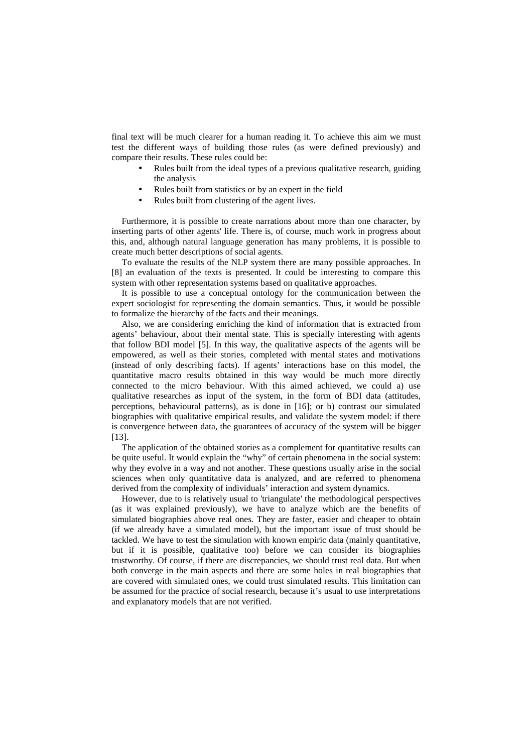final text will be much clearer for a human reading it. To achieve this aim we must test the different ways of building those rules (as were defined previously) and compare their results. These rules could be:

- Rules built from the ideal types of a previous qualitative research, guiding the analysis
- Rules built from statistics or by an expert in the field
- Rules built from clustering of the agent lives.

Furthermore, it is possible to create narrations about more than one character, by inserting parts of other agents' life. There is, of course, much work in progress about this, and, although natural language generation has many problems, it is possible to create much better descriptions of social agents.

To evaluate the results of the NLP system there are many possible approaches. In [8] an evaluation of the texts is presented. It could be interesting to compare this system with other representation systems based on qualitative approaches.

It is possible to use a conceptual ontology for the communication between the expert sociologist for representing the domain semantics. Thus, it would be possible to formalize the hierarchy of the facts and their meanings.

Also, we are considering enriching the kind of information that is extracted from agents' behaviour, about their mental state. This is specially interesting with agents that follow BDI model [5]. In this way, the qualitative aspects of the agents will be empowered, as well as their stories, completed with mental states and motivations (instead of only describing facts). If agents' interactions base on this model, the quantitative macro results obtained in this way would be much more directly connected to the micro behaviour. With this aimed achieved, we could a) use qualitative researches as input of the system, in the form of BDI data (attitudes, perceptions, behavioural patterns), as is done in [16]; or b) contrast our simulated biographies with qualitative empirical results, and validate the system model: if there is convergence between data, the guarantees of accuracy of the system will be bigger [13].

The application of the obtained stories as a complement for quantitative results can be quite useful. It would explain the "why" of certain phenomena in the social system: why they evolve in a way and not another. These questions usually arise in the social sciences when only quantitative data is analyzed, and are referred to phenomena derived from the complexity of individuals' interaction and system dynamics.

However, due to is relatively usual to 'triangulate' the methodological perspectives (as it was explained previously), we have to analyze which are the benefits of simulated biographies above real ones. They are faster, easier and cheaper to obtain (if we already have a simulated model), but the important issue of trust should be tackled. We have to test the simulation with known empiric data (mainly quantitative, but if it is possible, qualitative too) before we can consider its biographies trustworthy. Of course, if there are discrepancies, we should trust real data. But when both converge in the main aspects and there are some holes in real biographies that are covered with simulated ones, we could trust simulated results. This limitation can be assumed for the practice of social research, because it's usual to use interpretations and explanatory models that are not verified.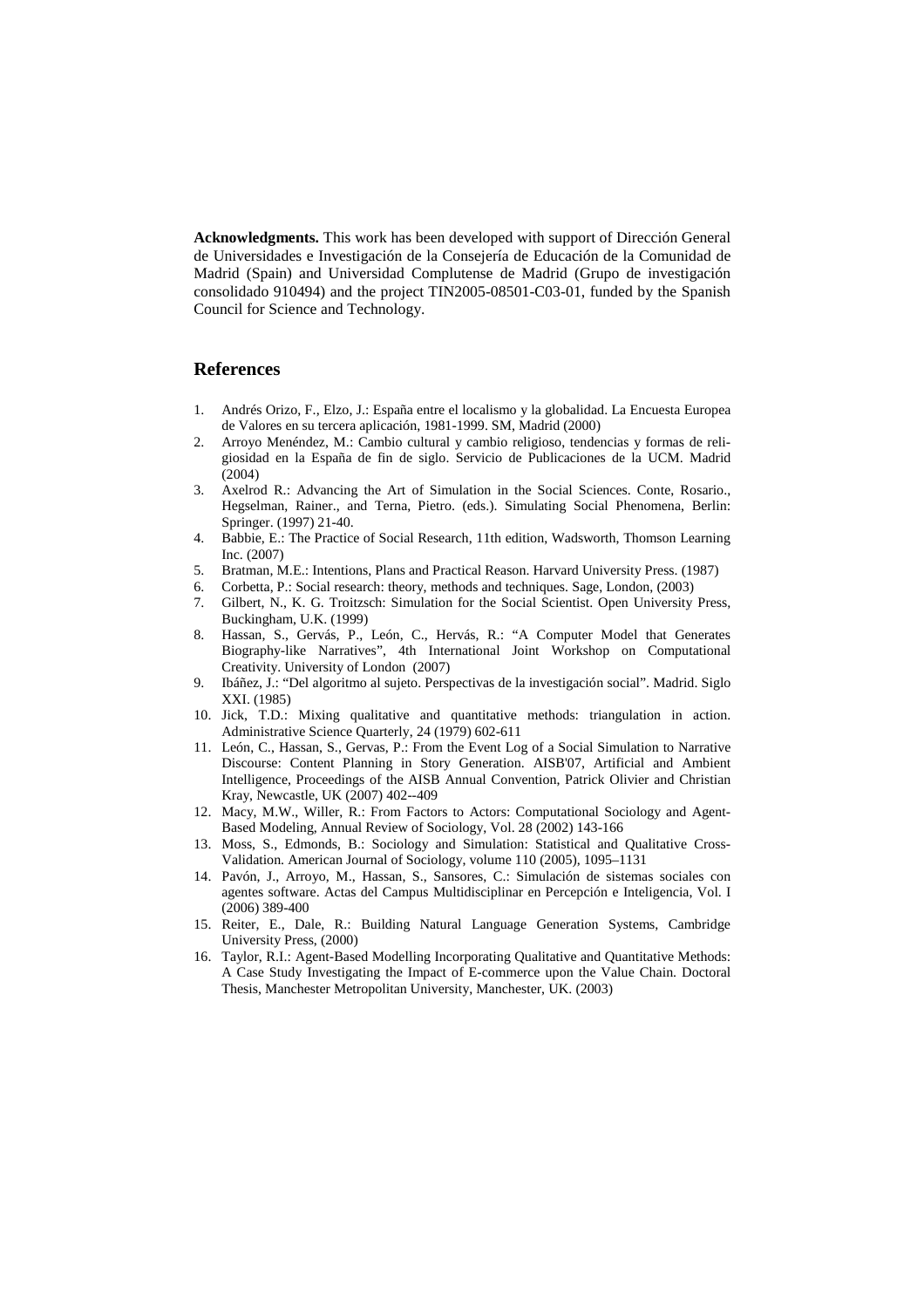**Acknowledgments.** This work has been developed with support of Dirección General de Universidades e Investigación de la Consejería de Educación de la Comunidad de Madrid (Spain) and Universidad Complutense de Madrid (Grupo de investigación consolidado 910494) and the project TIN2005-08501-C03-01, funded by the Spanish Council for Science and Technology.

## References

1. Andrés Orizo, F., Elzo, J.: España entre el localismo y la globalidad. La Encuesta Europea de Valores en su tercera aplicación, 1981-1999. SM, Madrid (2000)
2. Arroyo Menéndez, M.: Cambio cultural y cambio religioso, tendencias y formas de religiosidad en la España de fin de siglo. Servicio de Publicaciones de la UCM. Madrid (2004)
3. Axelrod R.: Advancing the Art of Simulation in the Social Sciences. Conte, Rosario., Hegselman, Rainer., and Terna, Pietro. (eds.). Simulating Social Phenomena, Berlin: Springer. (1997) 21-40.
4. Babbie, E.: The Practice of Social Research, 11th edition, Wadsworth, Thomson Learning Inc. (2007)
5. Bratman, M.E.: Intentions, Plans and Practical Reason. Harvard University Press. (1987)
6. Corbetta, P.: Social research: theory, methods and techniques. Sage, London, (2003)
7. Gilbert, N., K. G. Troitzsch: Simulation for the Social Scientist. Open University Press, Buckingham, U.K. (1999)
8. Hassan, S., Gervás, P., León, C., Hervás, R.: "A Computer Model that Generates Biography-like Narratives", 4th International Joint Workshop on Computational Creativity. University of London (2007)
9. Ibáñez, J.: "Del algoritmo al sujeto. Perspectivas de la investigación social". Madrid. Siglo XXI. (1985)
10. Jick, T.D.: Mixing qualitative and quantitative methods: triangulation in action. Administrative Science Quarterly, 24 (1979) 602-611
11. León, C., Hassan, S., Gervas, P.: From the Event Log of a Social Simulation to Narrative Discourse: Content Planning in Story Generation. AISB'07, Artificial and Ambient Intelligence, Proceedings of the AISB Annual Convention, Patrick Olivier and Christian Kray, Newcastle, UK (2007) 402--409
12. Macy, M.W., Willer, R.: From Factors to Actors: Computational Sociology and Agent-Based Modeling, Annual Review of Sociology, Vol. 28 (2002) 143-166
13. Moss, S., Edmonds, B.: Sociology and Simulation: Statistical and Qualitative Cross-Validation. American Journal of Sociology, volume 110 (2005), 1095–1131
14. Pavón, J., Arroyo, M., Hassan, S., Sansores, C.: Simulación de sistemas sociales con agentes software. Actas del Campus Multidisciplinar en Percepción e Inteligencia, Vol. I (2006) 389-400
15. Reiter, E., Dale, R.: Building Natural Language Generation Systems, Cambridge University Press, (2000)
16. Taylor, R.I.: Agent-Based Modelling Incorporating Qualitative and Quantitative Methods: A Case Study Investigating the Impact of E-commerce upon the Value Chain. Doctoral Thesis, Manchester Metropolitan University, Manchester, UK. (2003)